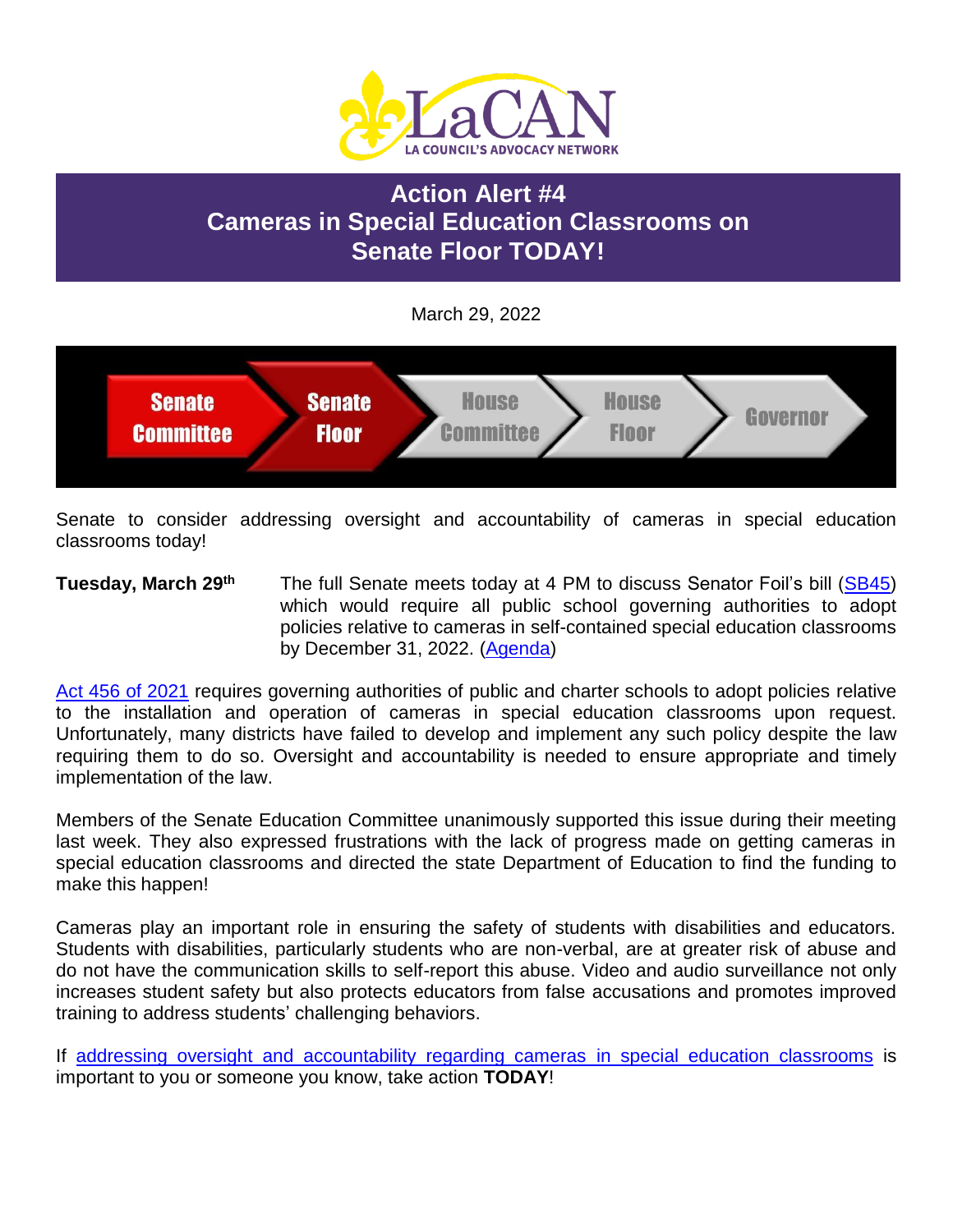LaCAN

LA COUNCIL'S ADVOCACY NETWORK

# Action Alert #4
# Cameras in Special Education Classrooms on Senate Floor TODAY!

March 29, 2022

Senate Committee → Senate Floor → House Committee → House Floor → Governor

Senate to consider addressing oversight and accountability of cameras in special education classrooms today!

**Tuesday, March 29th** The full Senate meets today at 4 PM to discuss Senator Foil's bill (SB45) which would require all public school governing authorities to adopt policies relative to cameras in self-contained special education classrooms by December 31, 2022. (Agenda)

Act 456 of 2021 requires governing authorities of public and charter schools to adopt policies relative to the installation and operation of cameras in special education classrooms upon request. Unfortunately, many districts have failed to develop and implement any such policy despite the law requiring them to do so. Oversight and accountability is needed to ensure appropriate and timely implementation of the law.

Members of the Senate Education Committee unanimously supported this issue during their meeting last week. They also expressed frustrations with the lack of progress made on getting cameras in special education classrooms and directed the state Department of Education to find the funding to make this happen!

Cameras play an important role in ensuring the safety of students with disabilities and educators. Students with disabilities, particularly students who are non-verbal, are at greater risk of abuse and do not have the communication skills to self-report this abuse. Video and audio surveillance not only increases student safety but also protects educators from false accusations and promotes improved training to address students' challenging behaviors.

If addressing oversight and accountability regarding cameras in special education classrooms is important to you or someone you know, take action **TODAY**!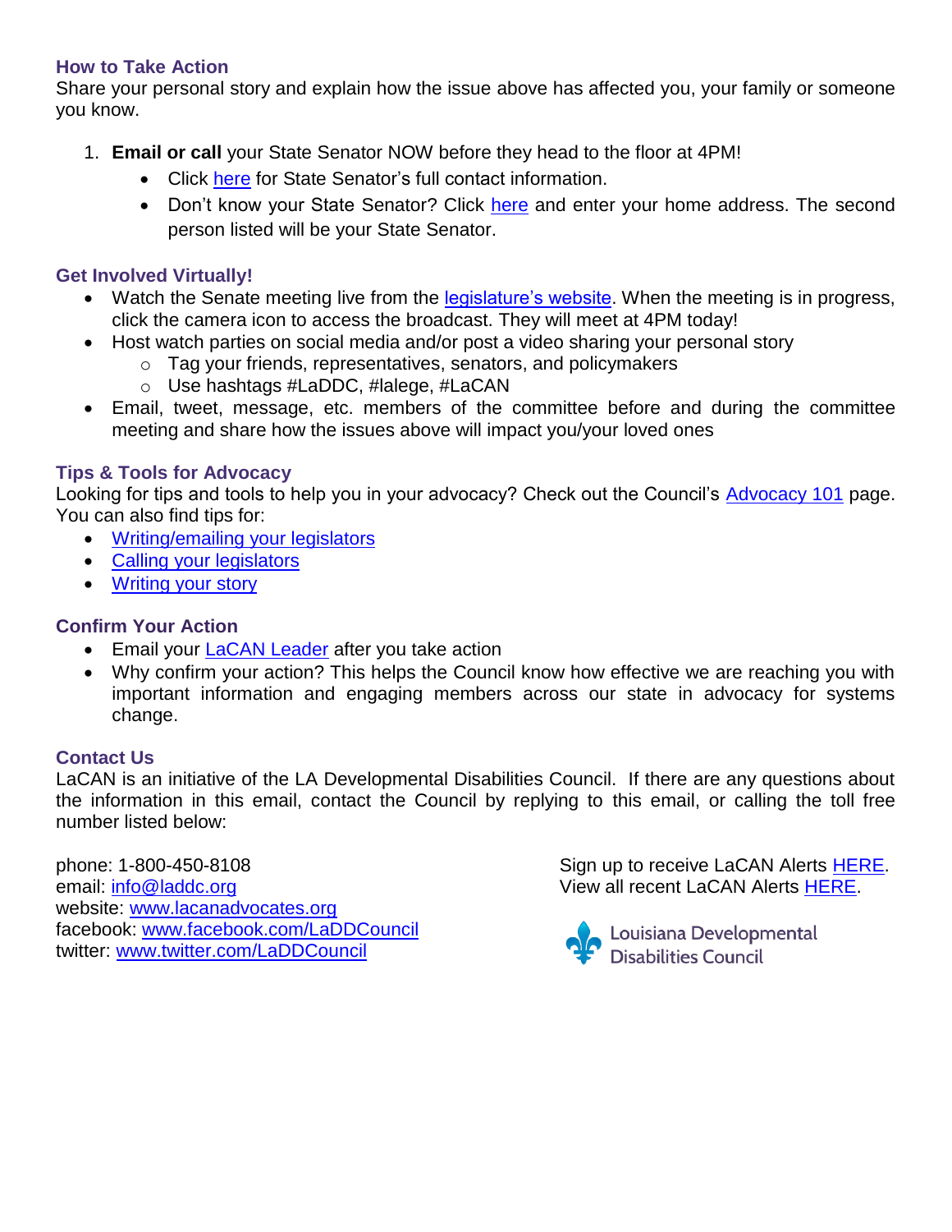### How to Take Action

Share your personal story and explain how the issue above has affected you, your family or someone you know.

1. **Email or call** your State Senator NOW before they head to the floor at 4PM!
   - Click here for State Senator's full contact information.
   - Don't know your State Senator? Click here and enter your home address. The second person listed will be your State Senator.

### Get Involved Virtually!

- Watch the Senate meeting live from the legislature's website. When the meeting is in progress, click the camera icon to access the broadcast. They will meet at 4PM today!
- Host watch parties on social media and/or post a video sharing your personal story
  - Tag your friends, representatives, senators, and policymakers
  - Use hashtags #LaDDC, #lalege, #LaCAN
- Email, tweet, message, etc. members of the committee before and during the committee meeting and share how the issues above will impact you/your loved ones

### Tips & Tools for Advocacy

Looking for tips and tools to help you in your advocacy? Check out the Council's Advocacy 101 page. You can also find tips for:

- Writing/emailing your legislators
- Calling your legislators
- Writing your story

### Confirm Your Action

- Email your LaCAN Leader after you take action
- Why confirm your action? This helps the Council know how effective we are reaching you with important information and engaging members across our state in advocacy for systems change.

### Contact Us

LaCAN is an initiative of the LA Developmental Disabilities Council. If there are any questions about the information in this email, contact the Council by replying to this email, or calling the toll free number listed below:

phone: 1-800-450-8108
email: info@laddc.org
website: www.lacanadvocates.org
facebook: www.facebook.com/LaDDCouncil
twitter: www.twitter.com/LaDDCouncil

Sign up to receive LaCAN Alerts HERE.
View all recent LaCAN Alerts HERE.

Louisiana Developmental Disabilities Council